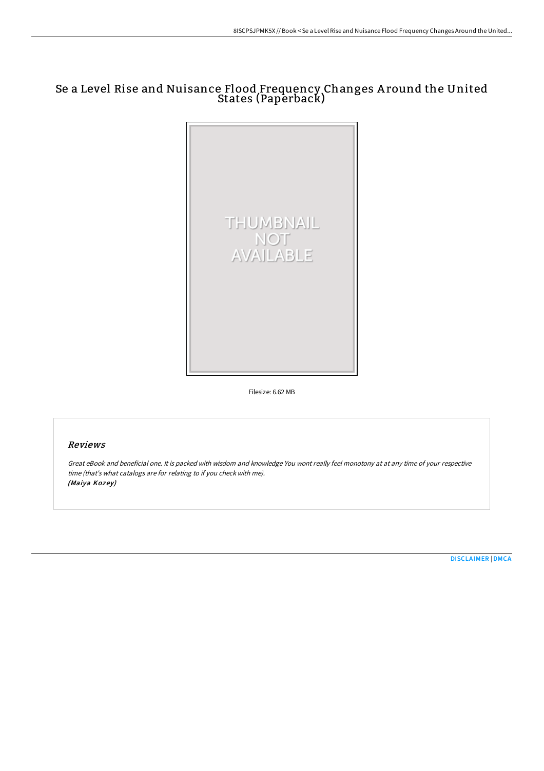# Se a Level Rise and Nuisance Flood Frequency Changes Around the United States (Paperback)

Filesize: 6.62 MB

## Reviews

*Great eBook and beneficial one. It is packed with wisdom and knowledge You wont really feel monotony at at any time of your respective time (that's what catalogs are for relating to if you check with me).*
*(Maiya Kozey)*

DISCLAIMER | DMCA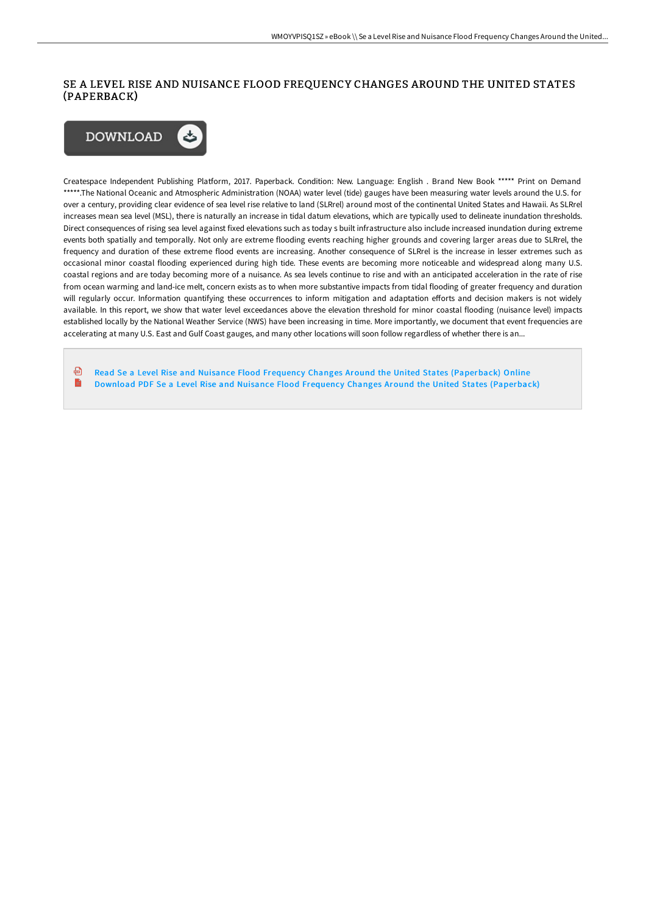# SE A LEVEL RISE AND NUISANCE FLOOD FREQUENCY CHANGES AROUND THE UNITED STATES (PAPERBACK)

DOWNLOAD

Createspace Independent Publishing Platform, 2017. Paperback. Condition: New. Language: English . Brand New Book ***** Print on Demand *****.The National Oceanic and Atmospheric Administration (NOAA) water level (tide) gauges have been measuring water levels around the U.S. for over a century, providing clear evidence of sea level rise relative to land (SLRrel) around most of the continental United States and Hawaii. As SLRrel increases mean sea level (MSL), there is naturally an increase in tidal datum elevations, which are typically used to delineate inundation thresholds. Direct consequences of rising sea level against fixed elevations such as today s built infrastructure also include increased inundation during extreme events both spatially and temporally. Not only are extreme flooding events reaching higher grounds and covering larger areas due to SLRrel, the frequency and duration of these extreme flood events are increasing. Another consequence of SLRrel is the increase in lesser extremes such as occasional minor coastal flooding experienced during high tide. These events are becoming more noticeable and widespread along many U.S. coastal regions and are today becoming more of a nuisance. As sea levels continue to rise and with an anticipated acceleration in the rate of rise from ocean warming and land-ice melt, concern exists as to when more substantive impacts from tidal flooding of greater frequency and duration will regularly occur. Information quantifying these occurrences to inform mitigation and adaptation efforts and decision makers is not widely available. In this report, we show that water level exceedances above the elevation threshold for minor coastal flooding (nuisance level) impacts established locally by the National Weather Service (NWS) have been increasing in time. More importantly, we document that event frequencies are accelerating at many U.S. East and Gulf Coast gauges, and many other locations will soon follow regardless of whether there is an...

Read Se a Level Rise and Nuisance Flood Frequency Changes Around the United States (Paperback) Online

Download PDF Se a Level Rise and Nuisance Flood Frequency Changes Around the United States (Paperback)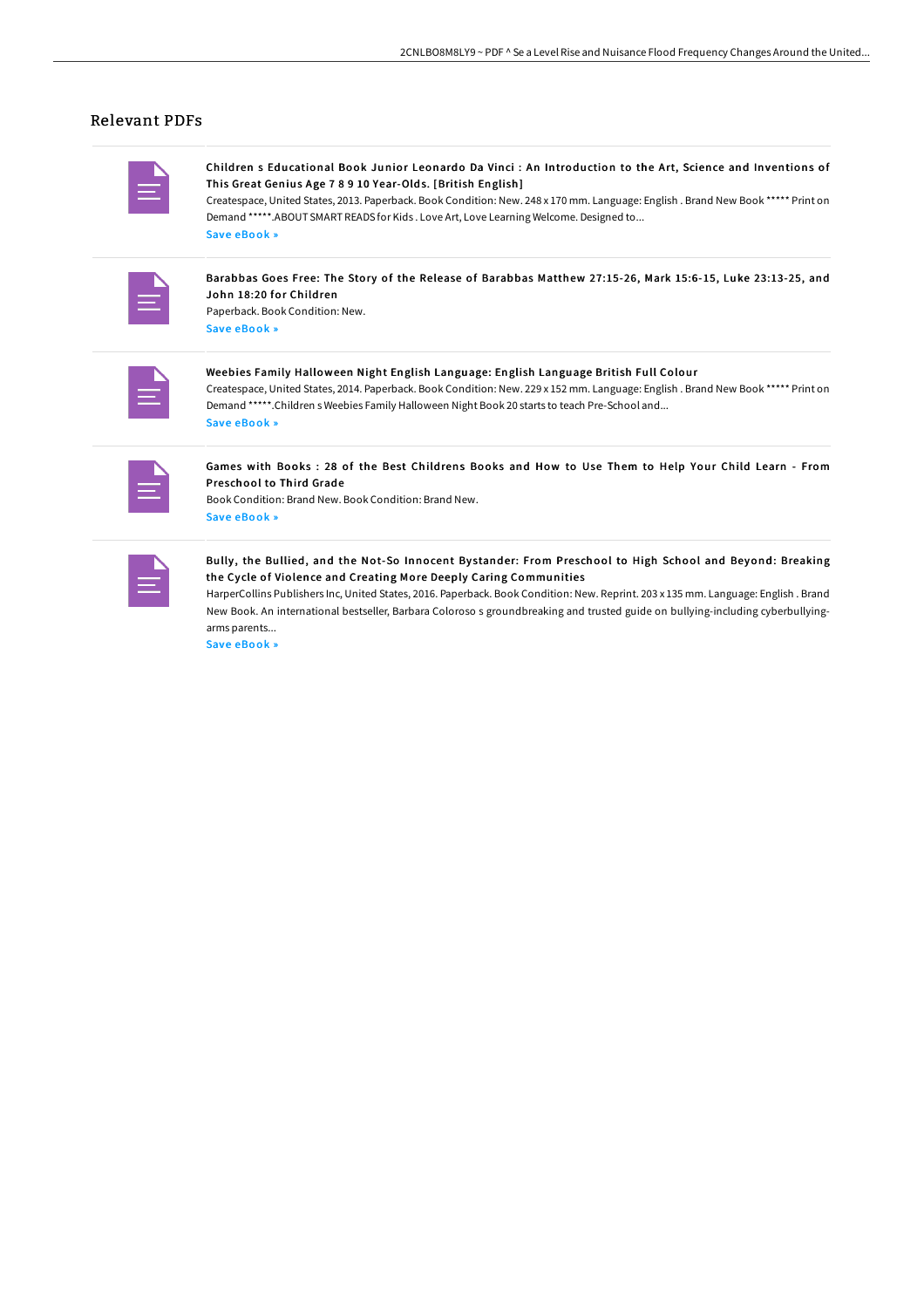## Relevant PDFs

**Children s Educational Book Junior Leonardo Da Vinci : An Introduction to the Art, Science and Inventions of This Great Genius Age 7 8 9 10 Year-Olds. [British English]**

Createspace, United States, 2013. Paperback. Book Condition: New. 248 x 170 mm. Language: English . Brand New Book ***** Print on Demand *****.ABOUT SMART READS for Kids . Love Art, Love Learning Welcome. Designed to...

Save eBook »

**Barabbas Goes Free: The Story of the Release of Barabbas Matthew 27:15-26, Mark 15:6-15, Luke 23:13-25, and John 18:20 for Children**

Paperback. Book Condition: New.

Save eBook »

**Weebies Family Halloween Night English Language: English Language British Full Colour**

Createspace, United States, 2014. Paperback. Book Condition: New. 229 x 152 mm. Language: English . Brand New Book ***** Print on Demand *****.Children s Weebies Family Halloween Night Book 20 starts to teach Pre-School and...

Save eBook »

**Games with Books : 28 of the Best Childrens Books and How to Use Them to Help Your Child Learn - From Preschool to Third Grade**

Book Condition: Brand New. Book Condition: Brand New.

Save eBook »

**Bully, the Bullied, and the Not-So Innocent Bystander: From Preschool to High School and Beyond: Breaking the Cycle of Violence and Creating More Deeply Caring Communities**

HarperCollins Publishers Inc, United States, 2016. Paperback. Book Condition: New. Reprint. 203 x 135 mm. Language: English . Brand New Book. An international bestseller, Barbara Coloroso s groundbreaking and trusted guide on bullying-including cyberbullying-arms parents...

Save eBook »